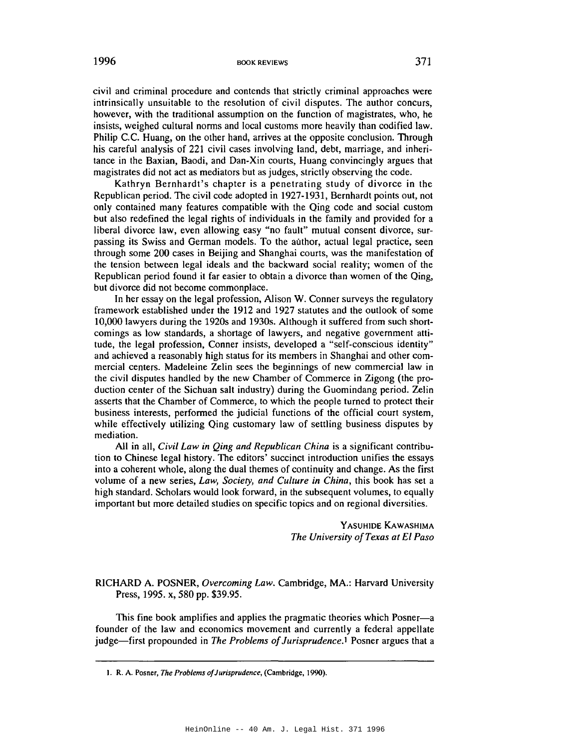civil and criminal procedure and contends that strictly criminal approaches were intrinsically unsuitable to the resolution of civil disputes. The author concurs, however, with the traditional assumption on the function of magistrates, who, he insists, weighed cultural norms and local customs more heavily than codified law. Philip C.C. Huang, on the other hand, arrives at the opposite conclusion. Through his careful analysis of 221 civil cases involving land, debt, marriage, and inheritance in the Baxian, Baodi, and Dan-Xin courts, Huang convincingly argues that magistrates did not act as mediators but as judges, strictly observing the code.

Kathryn Bernhardt's chapter is a penetrating study of divorce in the Republican period. The civil code adopted in 1927-1931, Bernhardt points out, not only contained many features compatible with the Qing code and social custom but also redefined the legal rights of individuals in the family and provided for a liberal divorce law, even allowing easy "no fault" mutual consent divorce, surpassing its Swiss and German models. To the author, actual legal practice, seen through some 200 cases in Beijing and Shanghai courts, was the manifestation of the tension between legal ideals and the backward social reality; women of the Republican period found it far easier to obtain a divorce than women of the Qing, but divorce did not become commonplace.

In her essay on the legal profession, Alison W. Conner surveys the regulatory framework established under the 1912 and 1927 statutes and the outlook of some 10,000 lawyers during the 1920s and 1930s. Although it suffered from such shortcomings as low standards, a shortage of lawyers, and negative government attitude, the legal profession, Conner insists, developed a "self-conscious identity" and achieved a reasonably high status for its members in Shanghai and other commercial centers. Madeleine Zelin sees the beginnings of new commercial law in the civil disputes handled by the new Chamber of Commerce in Zigong (the production center of the Sichuan salt industry) during the Guomindang period. Zelin asserts that the Chamber of Commerce, to which the people turned to protect their business interests, performed the judicial functions of the official court system, while effectively utilizing Qing customary law of settling business disputes by mediation.

All in all, *Civil Law in Qing and Republican China* is a significant contribution to Chinese legal history. The editors' succinct introduction unifies the essays into a coherent whole, along the dual themes of continuity and change. As the first volume of a new series, *Law, Society, and Culture in China*, this book has set a high standard. Scholars would look forward, in the subsequent volumes, to equally important but more detailed studies on specific topics and on regional diversities.

YASUHIDE KAWASHIMA
*The University of Texas at El Paso*

RICHARD A. POSNER, *Overcoming Law*. Cambridge, MA.: Harvard University Press, 1995. x, 580 pp. $39.95.

This fine book amplifies and applies the pragmatic theories which Posner—a founder of the law and economics movement and currently a federal appellate judge—first propounded in *The Problems of Jurisprudence*.[1] Posner argues that a

1. R. A. Posner, *The Problems of Jurisprudence*, (Cambridge, 1990).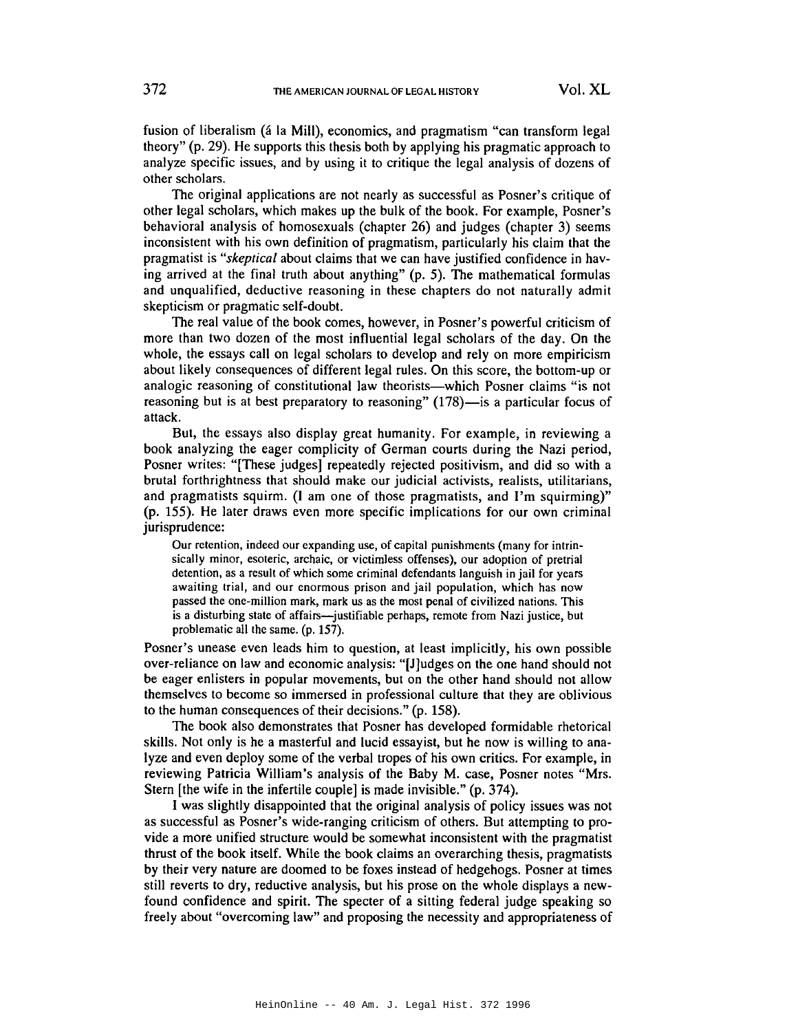fusion of liberalism (á la Mill), economics, and pragmatism "can transform legal theory" (p. 29). He supports this thesis both by applying his pragmatic approach to analyze specific issues, and by using it to critique the legal analysis of dozens of other scholars.

The original applications are not nearly as successful as Posner's critique of other legal scholars, which makes up the bulk of the book. For example, Posner's behavioral analysis of homosexuals (chapter 26) and judges (chapter 3) seems inconsistent with his own definition of pragmatism, particularly his claim that the pragmatist is "*skeptical* about claims that we can have justified confidence in having arrived at the final truth about anything" (p. 5). The mathematical formulas and unqualified, deductive reasoning in these chapters do not naturally admit skepticism or pragmatic self-doubt.

The real value of the book comes, however, in Posner's powerful criticism of more than two dozen of the most influential legal scholars of the day. On the whole, the essays call on legal scholars to develop and rely on more empiricism about likely consequences of different legal rules. On this score, the bottom-up or analogic reasoning of constitutional law theorists—which Posner claims "is not reasoning but is at best preparatory to reasoning" (178)—is a particular focus of attack.

But, the essays also display great humanity. For example, in reviewing a book analyzing the eager complicity of German courts during the Nazi period, Posner writes: "[These judges] repeatedly rejected positivism, and did so with a brutal forthrightness that should make our judicial activists, realists, utilitarians, and pragmatists squirm. (I am one of those pragmatists, and I'm squirming)" (p. 155). He later draws even more specific implications for our own criminal jurisprudence:

> Our retention, indeed our expanding use, of capital punishments (many for intrinsically minor, esoteric, archaic, or victimless offenses), our adoption of pretrial detention, as a result of which some criminal defendants languish in jail for years awaiting trial, and our enormous prison and jail population, which has now passed the one-million mark, mark us as the most penal of civilized nations. This is a disturbing state of affairs—justifiable perhaps, remote from Nazi justice, but problematic all the same. (p. 157).

Posner's unease even leads him to question, at least implicitly, his own possible over-reliance on law and economic analysis: "[J]udges on the one hand should not be eager enlisters in popular movements, but on the other hand should not allow themselves to become so immersed in professional culture that they are oblivious to the human consequences of their decisions." (p. 158).

The book also demonstrates that Posner has developed formidable rhetorical skills. Not only is he a masterful and lucid essayist, but he now is willing to analyze and even deploy some of the verbal tropes of his own critics. For example, in reviewing Patricia William's analysis of the Baby M. case, Posner notes "Mrs. Stern [the wife in the infertile couple] is made invisible." (p. 374).

I was slightly disappointed that the original analysis of policy issues was not as successful as Posner's wide-ranging criticism of others. But attempting to provide a more unified structure would be somewhat inconsistent with the pragmatist thrust of the book itself. While the book claims an overarching thesis, pragmatists by their very nature are doomed to be foxes instead of hedgehogs. Posner at times still reverts to dry, reductive analysis, but his prose on the whole displays a newfound confidence and spirit. The specter of a sitting federal judge speaking so freely about "overcoming law" and proposing the necessity and appropriateness of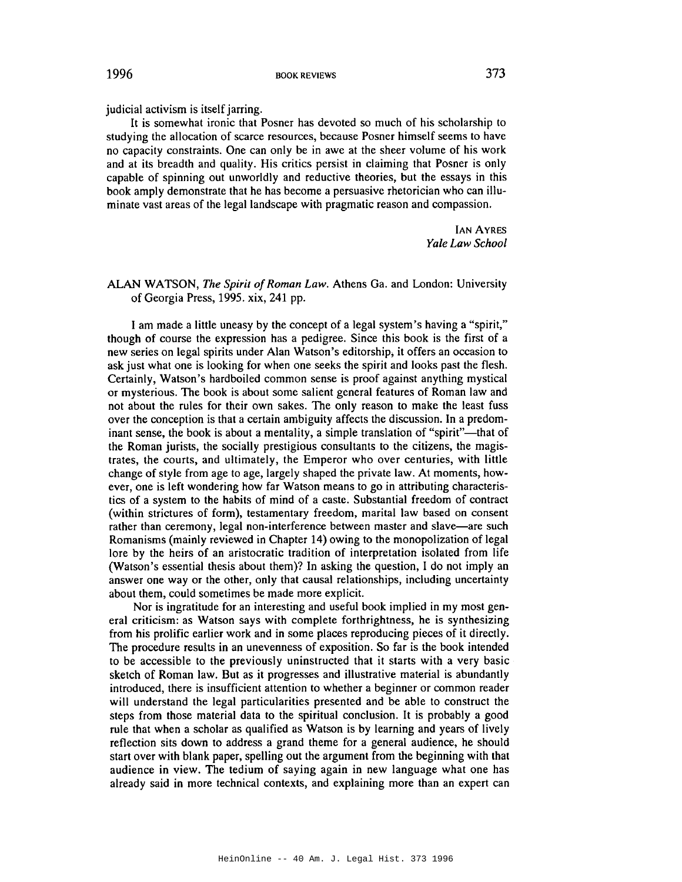judicial activism is itself jarring.

It is somewhat ironic that Posner has devoted so much of his scholarship to studying the allocation of scarce resources, because Posner himself seems to have no capacity constraints. One can only be in awe at the sheer volume of his work and at its breadth and quality. His critics persist in claiming that Posner is only capable of spinning out unworldly and reductive theories, but the essays in this book amply demonstrate that he has become a persuasive rhetorician who can illuminate vast areas of the legal landscape with pragmatic reason and compassion.

IAN AYRES
*Yale Law School*

ALAN WATSON, *The Spirit of Roman Law*. Athens Ga. and London: University of Georgia Press, 1995. xix, 241 pp.

I am made a little uneasy by the concept of a legal system's having a "spirit," though of course the expression has a pedigree. Since this book is the first of a new series on legal spirits under Alan Watson's editorship, it offers an occasion to ask just what one is looking for when one seeks the spirit and looks past the flesh. Certainly, Watson's hardboiled common sense is proof against anything mystical or mysterious. The book is about some salient general features of Roman law and not about the rules for their own sakes. The only reason to make the least fuss over the conception is that a certain ambiguity affects the discussion. In a predominant sense, the book is about a mentality, a simple translation of "spirit"—that of the Roman jurists, the socially prestigious consultants to the citizens, the magistrates, the courts, and ultimately, the Emperor who over centuries, with little change of style from age to age, largely shaped the private law. At moments, however, one is left wondering how far Watson means to go in attributing characteristics of a system to the habits of mind of a caste. Substantial freedom of contract (within strictures of form), testamentary freedom, marital law based on consent rather than ceremony, legal non-interference between master and slave—are such Romanisms (mainly reviewed in Chapter 14) owing to the monopolization of legal lore by the heirs of an aristocratic tradition of interpretation isolated from life (Watson's essential thesis about them)? In asking the question, I do not imply an answer one way or the other, only that causal relationships, including uncertainty about them, could sometimes be made more explicit.

Nor is ingratitude for an interesting and useful book implied in my most general criticism: as Watson says with complete forthrightness, he is synthesizing from his prolific earlier work and in some places reproducing pieces of it directly. The procedure results in an unevenness of exposition. So far is the book intended to be accessible to the previously uninstructed that it starts with a very basic sketch of Roman law. But as it progresses and illustrative material is abundantly introduced, there is insufficient attention to whether a beginner or common reader will understand the legal particularities presented and be able to construct the steps from those material data to the spiritual conclusion. It is probably a good rule that when a scholar as qualified as Watson is by learning and years of lively reflection sits down to address a grand theme for a general audience, he should start over with blank paper, spelling out the argument from the beginning with that audience in view. The tedium of saying again in new language what one has already said in more technical contexts, and explaining more than an expert can